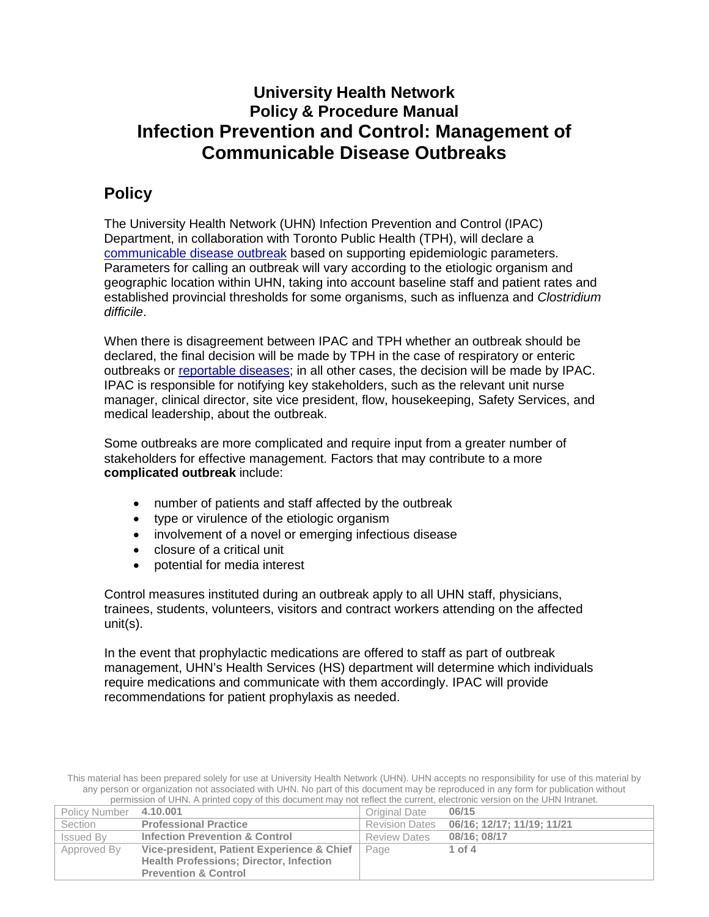# University Health Network
# Policy & Procedure Manual
# Infection Prevention and Control: Management of Communicable Disease Outbreaks

## Policy

The University Health Network (UHN) Infection Prevention and Control (IPAC) Department, in collaboration with Toronto Public Health (TPH), will declare a communicable disease outbreak based on supporting epidemiologic parameters. Parameters for calling an outbreak will vary according to the etiologic organism and geographic location within UHN, taking into account baseline staff and patient rates and established provincial thresholds for some organisms, such as influenza and *Clostridium difficile*.

When there is disagreement between IPAC and TPH whether an outbreak should be declared, the final decision will be made by TPH in the case of respiratory or enteric outbreaks or reportable diseases; in all other cases, the decision will be made by IPAC. IPAC is responsible for notifying key stakeholders, such as the relevant unit nurse manager, clinical director, site vice president, flow, housekeeping, Safety Services, and medical leadership, about the outbreak.

Some outbreaks are more complicated and require input from a greater number of stakeholders for effective management. Factors that may contribute to a more **complicated outbreak** include:

- number of patients and staff affected by the outbreak
- type or virulence of the etiologic organism
- involvement of a novel or emerging infectious disease
- closure of a critical unit
- potential for media interest

Control measures instituted during an outbreak apply to all UHN staff, physicians, trainees, students, volunteers, visitors and contract workers attending on the affected unit(s).

In the event that prophylactic medications are offered to staff as part of outbreak management, UHN's Health Services (HS) department will determine which individuals require medications and communicate with them accordingly. IPAC will provide recommendations for patient prophylaxis as needed.

This material has been prepared solely for use at University Health Network (UHN). UHN accepts no responsibility for use of this material by any person or organization not associated with UHN. No part of this document may be reproduced in any form for publication without permission of UHN. A printed copy of this document may not reflect the current, electronic version on the UHN Intranet.

| Policy Number | 4.10.001 | Original Date | 06/15 |
|---|---|---|---|
| Section | Professional Practice | Revision Dates | 06/16; 12/17; 11/19; 11/21 |
| Issued By | Infection Prevention & Control | Review Dates | 08/16; 08/17 |
| Approved By | Vice-president, Patient Experience & Chief Health Professions; Director, Infection Prevention & Control | Page | 1 of 4 |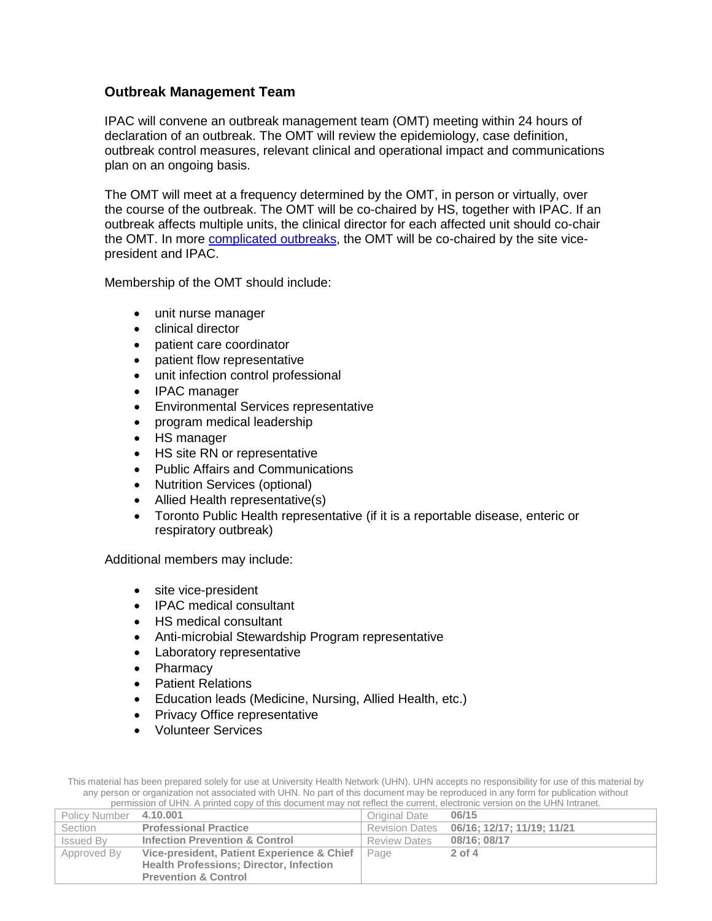## Outbreak Management Team

IPAC will convene an outbreak management team (OMT) meeting within 24 hours of declaration of an outbreak. The OMT will review the epidemiology, case definition, outbreak control measures, relevant clinical and operational impact and communications plan on an ongoing basis.

The OMT will meet at a frequency determined by the OMT, in person or virtually, over the course of the outbreak. The OMT will be co-chaired by HS, together with IPAC. If an outbreak affects multiple units, the clinical director for each affected unit should co-chair the OMT. In more complicated outbreaks, the OMT will be co-chaired by the site vice-president and IPAC.

Membership of the OMT should include:

- unit nurse manager
- clinical director
- patient care coordinator
- patient flow representative
- unit infection control professional
- IPAC manager
- Environmental Services representative
- program medical leadership
- HS manager
- HS site RN or representative
- Public Affairs and Communications
- Nutrition Services (optional)
- Allied Health representative(s)
- Toronto Public Health representative (if it is a reportable disease, enteric or respiratory outbreak)

Additional members may include:

- site vice-president
- IPAC medical consultant
- HS medical consultant
- Anti-microbial Stewardship Program representative
- Laboratory representative
- Pharmacy
- Patient Relations
- Education leads (Medicine, Nursing, Allied Health, etc.)
- Privacy Office representative
- Volunteer Services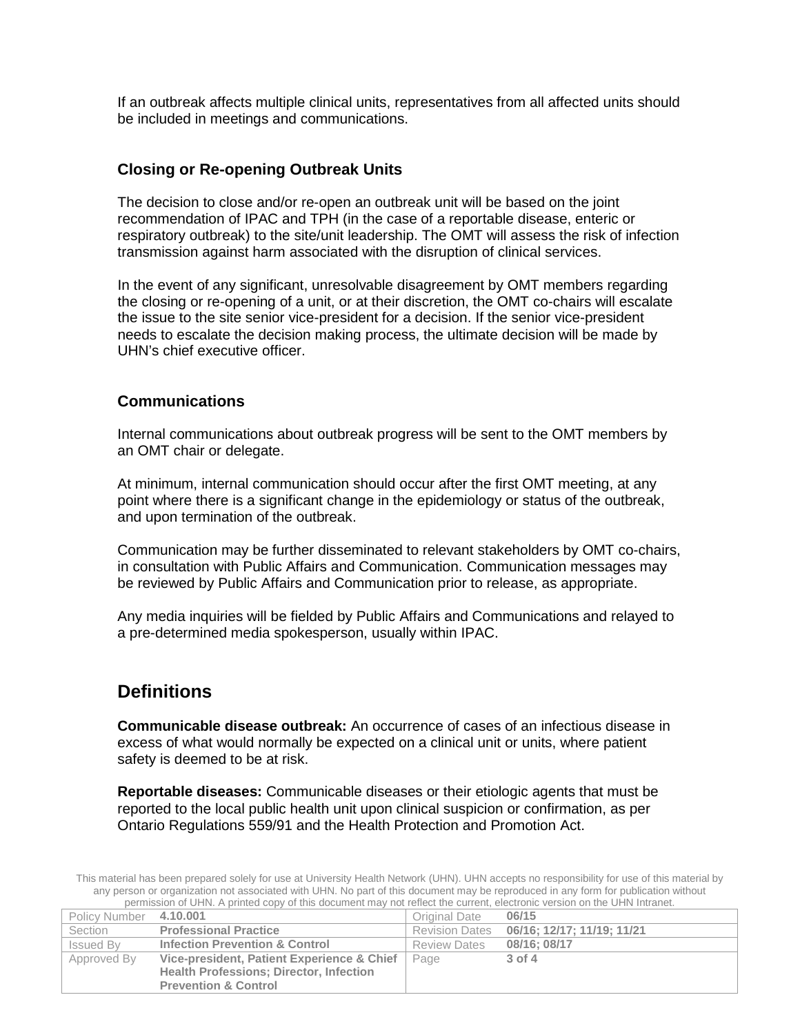If an outbreak affects multiple clinical units, representatives from all affected units should be included in meetings and communications.

### Closing or Re-opening Outbreak Units

The decision to close and/or re-open an outbreak unit will be based on the joint recommendation of IPAC and TPH (in the case of a reportable disease, enteric or respiratory outbreak) to the site/unit leadership. The OMT will assess the risk of infection transmission against harm associated with the disruption of clinical services.

In the event of any significant, unresolvable disagreement by OMT members regarding the closing or re-opening of a unit, or at their discretion, the OMT co-chairs will escalate the issue to the site senior vice-president for a decision. If the senior vice-president needs to escalate the decision making process, the ultimate decision will be made by UHN's chief executive officer.

### Communications

Internal communications about outbreak progress will be sent to the OMT members by an OMT chair or delegate.

At minimum, internal communication should occur after the first OMT meeting, at any point where there is a significant change in the epidemiology or status of the outbreak, and upon termination of the outbreak.

Communication may be further disseminated to relevant stakeholders by OMT co-chairs, in consultation with Public Affairs and Communication. Communication messages may be reviewed by Public Affairs and Communication prior to release, as appropriate.

Any media inquiries will be fielded by Public Affairs and Communications and relayed to a pre-determined media spokesperson, usually within IPAC.

## Definitions

**Communicable disease outbreak:** An occurrence of cases of an infectious disease in excess of what would normally be expected on a clinical unit or units, where patient safety is deemed to be at risk.

**Reportable diseases:** Communicable diseases or their etiologic agents that must be reported to the local public health unit upon clinical suspicion or confirmation, as per Ontario Regulations 559/91 and the Health Protection and Promotion Act.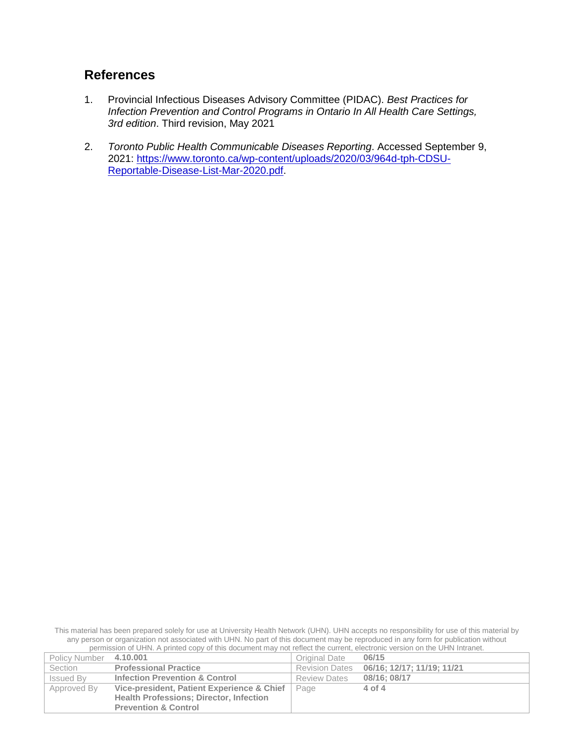## References

1. Provincial Infectious Diseases Advisory Committee (PIDAC). *Best Practices for Infection Prevention and Control Programs in Ontario In All Health Care Settings, 3rd edition*. Third revision, May 2021

2. *Toronto Public Health Communicable Diseases Reporting*. Accessed September 9, 2021: [https://www.toronto.ca/wp-content/uploads/2020/03/964d-tph-CDSU-Reportable-Disease-List-Mar-2020.pdf](https://www.toronto.ca/wp-content/uploads/2020/03/964d-tph-CDSU-Reportable-Disease-List-Mar-2020.pdf).